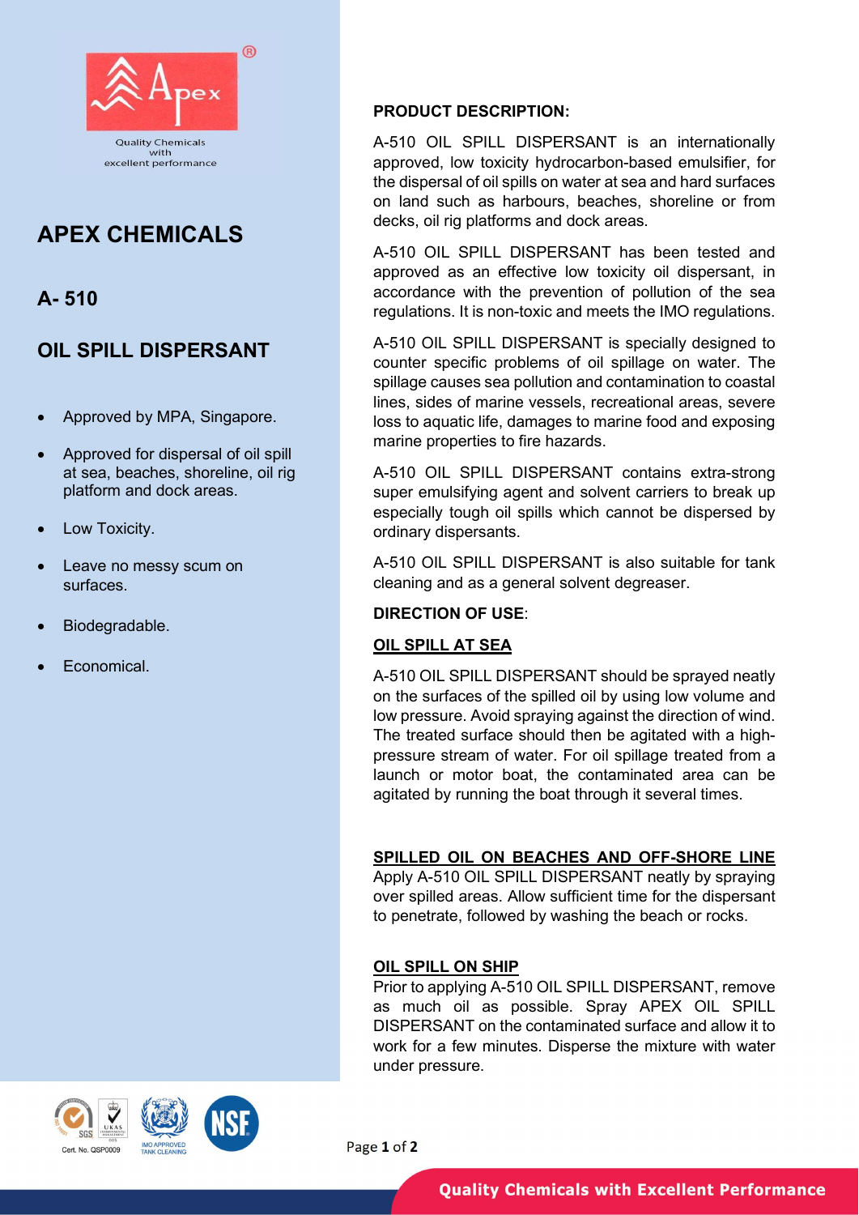Quality Chemicals with excellent performance

# APEX CHEMICALS

## A- 510

## OIL SPILL DISPERSANT

- Approved by MPA, Singapore.
- Approved for dispersal of oil spill at sea, beaches, shoreline, oil rig platform and dock areas.
- Low Toxicity.
- Leave no messy scum on surfaces.
- Biodegradable.
- Economical.

**PRODUCT DESCRIPTION:**

A-510 OIL SPILL DISPERSANT is an internationally approved, low toxicity hydrocarbon-based emulsifier, for the dispersal of oil spills on water at sea and hard surfaces on land such as harbours, beaches, shoreline or from decks, oil rig platforms and dock areas.

A-510 OIL SPILL DISPERSANT has been tested and approved as an effective low toxicity oil dispersant, in accordance with the prevention of pollution of the sea regulations. It is non-toxic and meets the IMO regulations.

A-510 OIL SPILL DISPERSANT is specially designed to counter specific problems of oil spillage on water. The spillage causes sea pollution and contamination to coastal lines, sides of marine vessels, recreational areas, severe loss to aquatic life, damages to marine food and exposing marine properties to fire hazards.

A-510 OIL SPILL DISPERSANT contains extra-strong super emulsifying agent and solvent carriers to break up especially tough oil spills which cannot be dispersed by ordinary dispersants.

A-510 OIL SPILL DISPERSANT is also suitable for tank cleaning and as a general solvent degreaser.

**DIRECTION OF USE**:

**<u>OIL SPILL AT SEA</u>**

A-510 OIL SPILL DISPERSANT should be sprayed neatly on the surfaces of the spilled oil by using low volume and low pressure. Avoid spraying against the direction of wind. The treated surface should then be agitated with a high-pressure stream of water. For oil spillage treated from a launch or motor boat, the contaminated area can be agitated by running the boat through it several times.

**<u>SPILLED OIL ON BEACHES AND OFF-SHORE LINE</u>**

Apply A-510 OIL SPILL DISPERSANT neatly by spraying over spilled areas. Allow sufficient time for the dispersant to penetrate, followed by washing the beach or rocks.

**<u>OIL SPILL ON SHIP</u>**

Prior to applying A-510 OIL SPILL DISPERSANT, remove as much oil as possible. Spray APEX OIL SPILL DISPERSANT on the contaminated surface and allow it to work for a few minutes. Disperse the mixture with water under pressure.

Cert. No. QSP0009

IMO APPROVED TANK CLEANING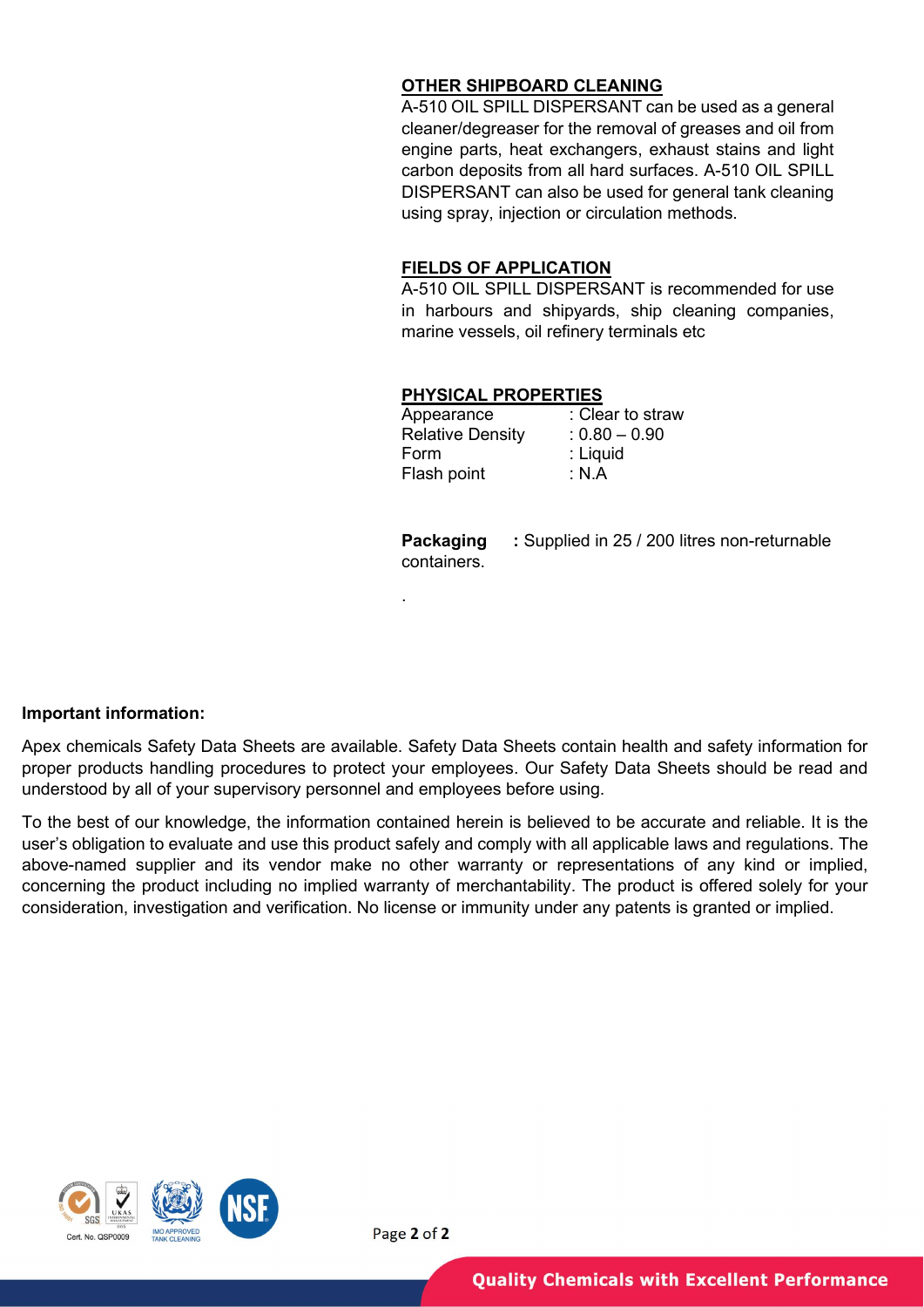## OTHER SHIPBOARD CLEANING

A-510 OIL SPILL DISPERSANT can be used as a general cleaner/degreaser for the removal of greases and oil from engine parts, heat exchangers, exhaust stains and light carbon deposits from all hard surfaces. A-510 OIL SPILL DISPERSANT can also be used for general tank cleaning using spray, injection or circulation methods.

## FIELDS OF APPLICATION

A-510 OIL SPILL DISPERSANT is recommended for use in harbours and shipyards, ship cleaning companies, marine vessels, oil refinery terminals etc

## PHYSICAL PROPERTIES

| | |
|---|---|
| Appearance | : Clear to straw |
| Relative Density | : 0.80 – 0.90 |
| Form | : Liquid |
| Flash point | : N.A |

**Packaging** **:** Supplied in 25 / 200 litres non-returnable containers.

.

**Important information:**

Apex chemicals Safety Data Sheets are available. Safety Data Sheets contain health and safety information for proper products handling procedures to protect your employees. Our Safety Data Sheets should be read and understood by all of your supervisory personnel and employees before using.

To the best of our knowledge, the information contained herein is believed to be accurate and reliable. It is the user's obligation to evaluate and use this product safely and comply with all applicable laws and regulations. The above-named supplier and its vendor make no other warranty or representations of any kind or implied, concerning the product including no implied warranty of merchantability. The product is offered solely for your consideration, investigation and verification. No license or immunity under any patents is granted or implied.

Cert. No. QSP0009

IMO APPROVED TANK CLEANING

Quality Chemicals with Excellent Performance